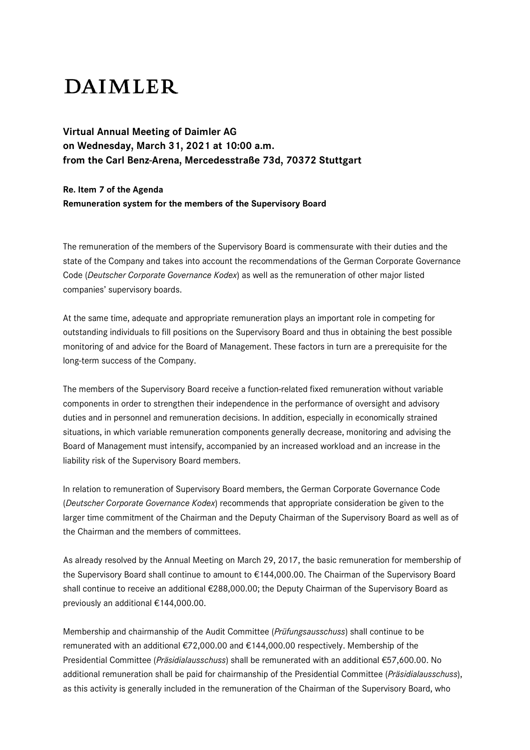# DAIMLER

**Virtual Annual Meeting of Daimler AG**
**on Wednesday, March 31, 2021 at 10:00 a.m.**
**from the Carl Benz-Arena, Mercedesstraße 73d, 70372 Stuttgart**

**Re. Item 7 of the Agenda**
**Remuneration system for the members of the Supervisory Board**

The remuneration of the members of the Supervisory Board is commensurate with their duties and the state of the Company and takes into account the recommendations of the German Corporate Governance Code (*Deutscher Corporate Governance Kodex*) as well as the remuneration of other major listed companies' supervisory boards.

At the same time, adequate and appropriate remuneration plays an important role in competing for outstanding individuals to fill positions on the Supervisory Board and thus in obtaining the best possible monitoring of and advice for the Board of Management. These factors in turn are a prerequisite for the long-term success of the Company.

The members of the Supervisory Board receive a function-related fixed remuneration without variable components in order to strengthen their independence in the performance of oversight and advisory duties and in personnel and remuneration decisions. In addition, especially in economically strained situations, in which variable remuneration components generally decrease, monitoring and advising the Board of Management must intensify, accompanied by an increased workload and an increase in the liability risk of the Supervisory Board members.

In relation to remuneration of Supervisory Board members, the German Corporate Governance Code (*Deutscher Corporate Governance Kodex*) recommends that appropriate consideration be given to the larger time commitment of the Chairman and the Deputy Chairman of the Supervisory Board as well as of the Chairman and the members of committees.

As already resolved by the Annual Meeting on March 29, 2017, the basic remuneration for membership of the Supervisory Board shall continue to amount to €144,000.00. The Chairman of the Supervisory Board shall continue to receive an additional €288,000.00; the Deputy Chairman of the Supervisory Board as previously an additional €144,000.00.

Membership and chairmanship of the Audit Committee (*Prüfungsausschuss*) shall continue to be remunerated with an additional €72,000.00 and €144,000.00 respectively. Membership of the Presidential Committee (*Präsidialausschuss*) shall be remunerated with an additional €57,600.00. No additional remuneration shall be paid for chairmanship of the Presidential Committee (*Präsidialausschuss*), as this activity is generally included in the remuneration of the Chairman of the Supervisory Board, who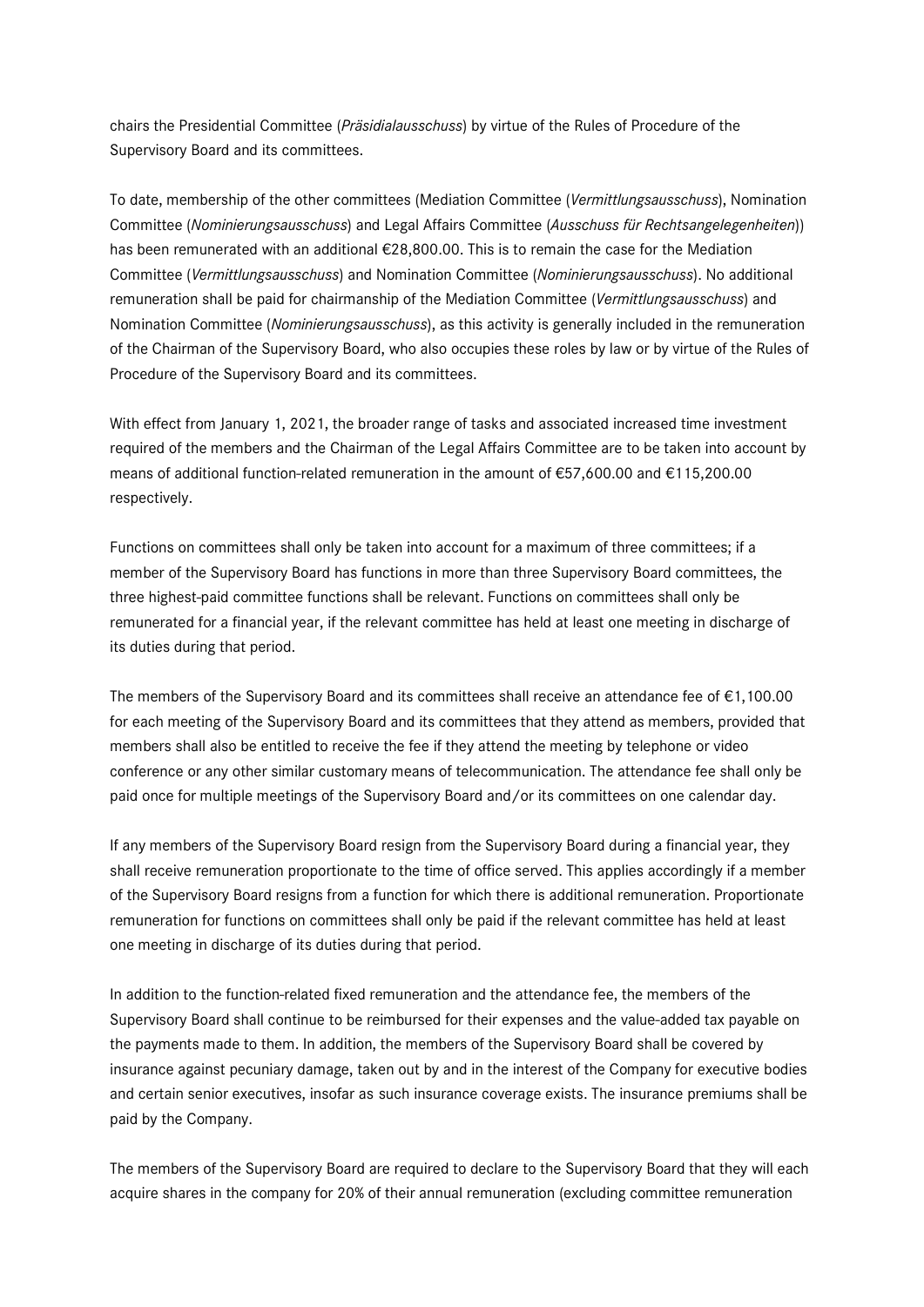chairs the Presidential Committee (*Präsidialausschuss*) by virtue of the Rules of Procedure of the Supervisory Board and its committees.

To date, membership of the other committees (Mediation Committee (*Vermittlungsausschuss*), Nomination Committee (*Nominierungsausschuss*) and Legal Affairs Committee (*Ausschuss für Rechtsangelegenheiten*)) has been remunerated with an additional €28,800.00. This is to remain the case for the Mediation Committee (*Vermittlungsausschuss*) and Nomination Committee (*Nominierungsausschuss*). No additional remuneration shall be paid for chairmanship of the Mediation Committee (*Vermittlungsausschuss*) and Nomination Committee (*Nominierungsausschuss*), as this activity is generally included in the remuneration of the Chairman of the Supervisory Board, who also occupies these roles by law or by virtue of the Rules of Procedure of the Supervisory Board and its committees.

With effect from January 1, 2021, the broader range of tasks and associated increased time investment required of the members and the Chairman of the Legal Affairs Committee are to be taken into account by means of additional function-related remuneration in the amount of €57,600.00 and €115,200.00 respectively.

Functions on committees shall only be taken into account for a maximum of three committees; if a member of the Supervisory Board has functions in more than three Supervisory Board committees, the three highest-paid committee functions shall be relevant. Functions on committees shall only be remunerated for a financial year, if the relevant committee has held at least one meeting in discharge of its duties during that period.

The members of the Supervisory Board and its committees shall receive an attendance fee of €1,100.00 for each meeting of the Supervisory Board and its committees that they attend as members, provided that members shall also be entitled to receive the fee if they attend the meeting by telephone or video conference or any other similar customary means of telecommunication. The attendance fee shall only be paid once for multiple meetings of the Supervisory Board and/or its committees on one calendar day.

If any members of the Supervisory Board resign from the Supervisory Board during a financial year, they shall receive remuneration proportionate to the time of office served. This applies accordingly if a member of the Supervisory Board resigns from a function for which there is additional remuneration. Proportionate remuneration for functions on committees shall only be paid if the relevant committee has held at least one meeting in discharge of its duties during that period.

In addition to the function-related fixed remuneration and the attendance fee, the members of the Supervisory Board shall continue to be reimbursed for their expenses and the value-added tax payable on the payments made to them. In addition, the members of the Supervisory Board shall be covered by insurance against pecuniary damage, taken out by and in the interest of the Company for executive bodies and certain senior executives, insofar as such insurance coverage exists. The insurance premiums shall be paid by the Company.

The members of the Supervisory Board are required to declare to the Supervisory Board that they will each acquire shares in the company for 20% of their annual remuneration (excluding committee remuneration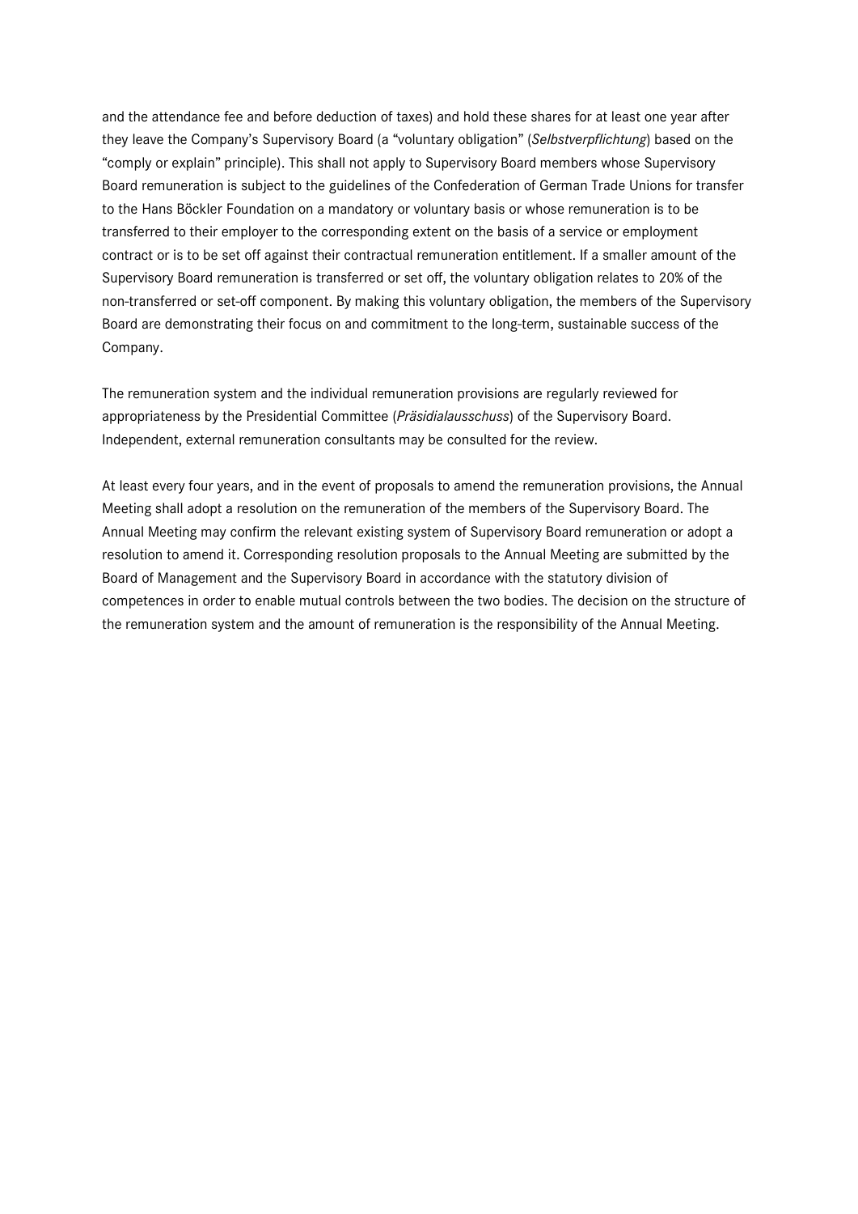and the attendance fee and before deduction of taxes) and hold these shares for at least one year after they leave the Company's Supervisory Board (a "voluntary obligation" (*Selbstverpflichtung*) based on the "comply or explain" principle). This shall not apply to Supervisory Board members whose Supervisory Board remuneration is subject to the guidelines of the Confederation of German Trade Unions for transfer to the Hans Böckler Foundation on a mandatory or voluntary basis or whose remuneration is to be transferred to their employer to the corresponding extent on the basis of a service or employment contract or is to be set off against their contractual remuneration entitlement. If a smaller amount of the Supervisory Board remuneration is transferred or set off, the voluntary obligation relates to 20% of the non-transferred or set-off component. By making this voluntary obligation, the members of the Supervisory Board are demonstrating their focus on and commitment to the long-term, sustainable success of the Company.

The remuneration system and the individual remuneration provisions are regularly reviewed for appropriateness by the Presidential Committee (*Präsidialausschuss*) of the Supervisory Board. Independent, external remuneration consultants may be consulted for the review.

At least every four years, and in the event of proposals to amend the remuneration provisions, the Annual Meeting shall adopt a resolution on the remuneration of the members of the Supervisory Board. The Annual Meeting may confirm the relevant existing system of Supervisory Board remuneration or adopt a resolution to amend it. Corresponding resolution proposals to the Annual Meeting are submitted by the Board of Management and the Supervisory Board in accordance with the statutory division of competences in order to enable mutual controls between the two bodies. The decision on the structure of the remuneration system and the amount of remuneration is the responsibility of the Annual Meeting.